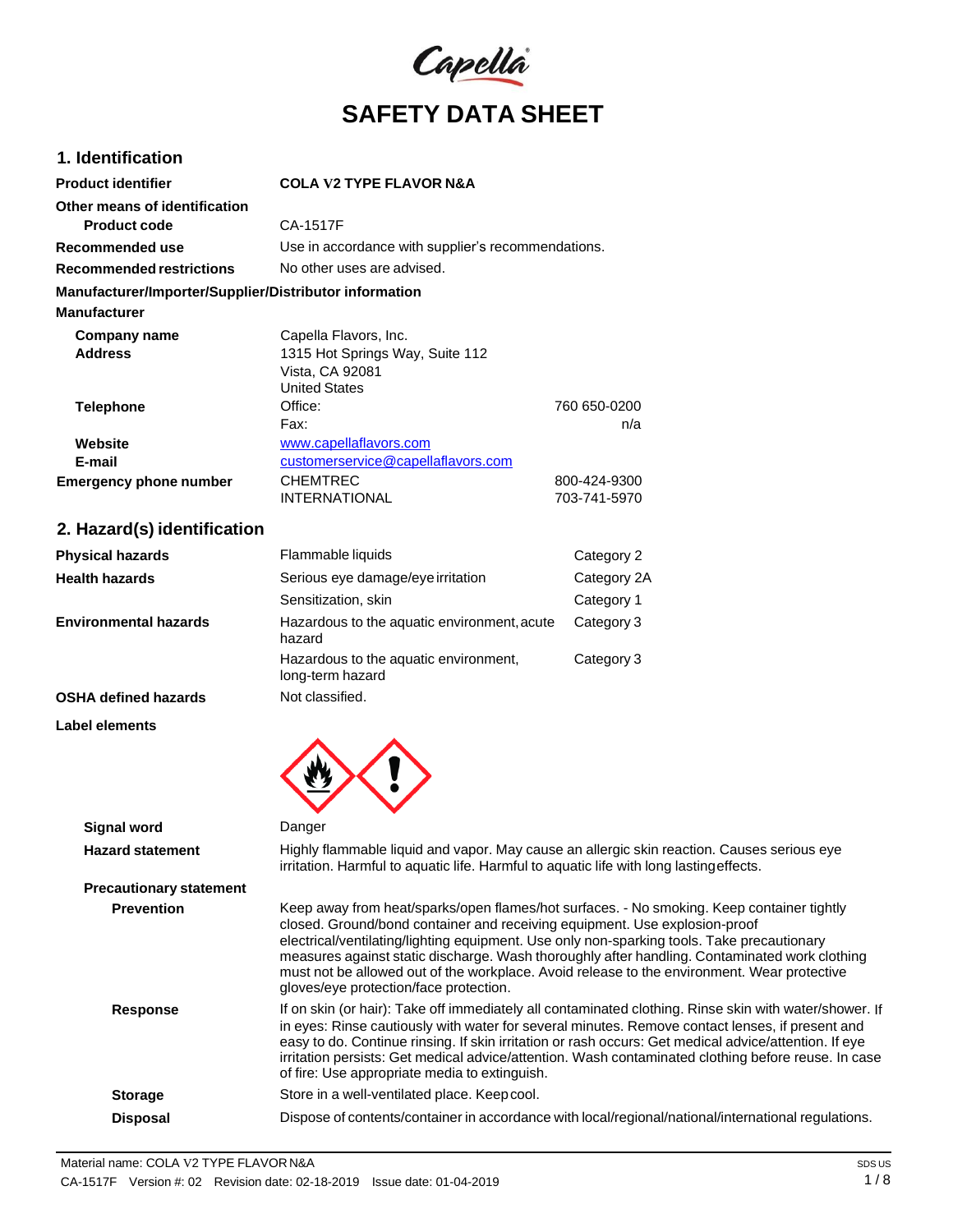# SAFETY DATA SHEET

## 1. Identification

| | | |
|---|---|---|
| **Product identifier** | **COLA V2 TYPE FLAVOR N&A** | |
| **Other means of identification** | | |
| **Product code** | CA-1517F | |
| **Recommended use** | Use in accordance with supplier's recommendations. | |
| **Recommended restrictions** | No other uses are advised. | |

**Manufacturer/Importer/Supplier/Distributor information**

**Manufacturer**

| | | |
|---|---|---|
| **Company name** | Capella Flavors, Inc. | |
| **Address** | 1315 Hot Springs Way, Suite 112<br>Vista, CA 92081<br>United States | |
| **Telephone** | Office: | 760 650-0200 |
| | Fax: | n/a |
| **Website** | www.capellaflavors.com | |
| **E-mail** | customerservice@capellaflavors.com | |
| **Emergency phone number** | CHEMTREC | 800-424-9300 |
| | INTERNATIONAL | 703-741-5970 |

## 2. Hazard(s) identification

| | | |
|---|---|---|
| **Physical hazards** | Flammable liquids | Category 2 |
| **Health hazards** | Serious eye damage/eye irritation | Category 2A |
| | Sensitization, skin | Category 1 |
| **Environmental hazards** | Hazardous to the aquatic environment, acute hazard | Category 3 |
| | Hazardous to the aquatic environment, long-term hazard | Category 3 |
| **OSHA defined hazards** | Not classified. | |

**Label elements**

**Signal word** Danger

**Hazard statement** Highly flammable liquid and vapor. May cause an allergic skin reaction. Causes serious eye irritation. Harmful to aquatic life. Harmful to aquatic life with long lasting effects.

**Precautionary statement**

**Prevention** Keep away from heat/sparks/open flames/hot surfaces. - No smoking. Keep container tightly closed. Ground/bond container and receiving equipment. Use explosion-proof electrical/ventilating/lighting equipment. Use only non-sparking tools. Take precautionary measures against static discharge. Wash thoroughly after handling. Contaminated work clothing must not be allowed out of the workplace. Avoid release to the environment. Wear protective gloves/eye protection/face protection.

**Response** If on skin (or hair): Take off immediately all contaminated clothing. Rinse skin with water/shower. If in eyes: Rinse cautiously with water for several minutes. Remove contact lenses, if present and easy to do. Continue rinsing. If skin irritation or rash occurs: Get medical advice/attention. If eye irritation persists: Get medical advice/attention. Wash contaminated clothing before reuse. In case of fire: Use appropriate media to extinguish.

**Storage** Store in a well-ventilated place. Keep cool.

**Disposal** Dispose of contents/container in accordance with local/regional/national/international regulations.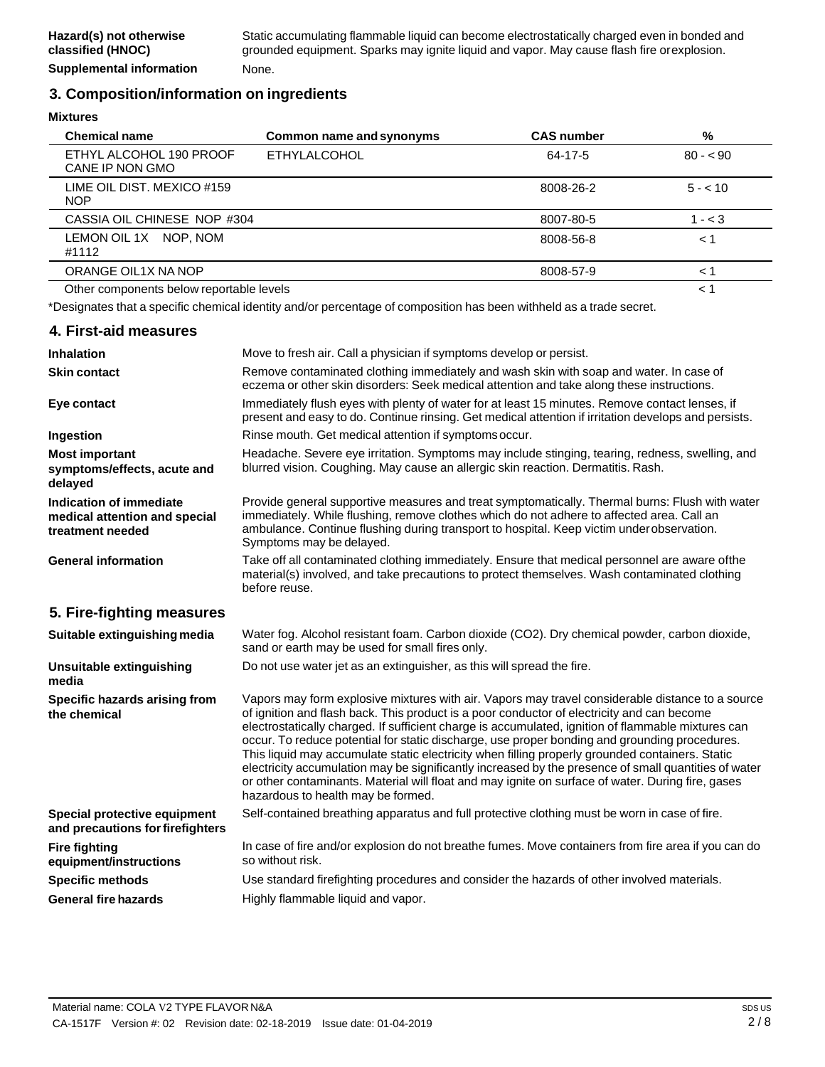| | |
|---|---|
| **Hazard(s) not otherwise classified (HNOC)** | Static accumulating flammable liquid can become electrostatically charged even in bonded and grounded equipment. Sparks may ignite liquid and vapor. May cause flash fire orexplosion. |
| **Supplemental information** | None. |

## 3. Composition/information on ingredients

**Mixtures**

| Chemical name | Common name and synonyms | CAS number | % |
|---|---|---|---|
| ETHYL ALCOHOL 190 PROOF CANE IP NON GMO | ETHYLALCOHOL | 64-17-5 | 80 - < 90 |
| LIME OIL DIST. MEXICO #159 NOP | | 8008-26-2 | 5 - < 10 |
| CASSIA OIL CHINESE NOP #304 | | 8007-80-5 | 1 - < 3 |
| LEMON OIL 1X NOP, NOM #1112 | | 8008-56-8 | < 1 |
| ORANGE OIL1X NA NOP | | 8008-57-9 | < 1 |
| Other components below reportable levels | | | < 1 |

*Designates that a specific chemical identity and/or percentage of composition has been withheld as a trade secret.

## 4. First-aid measures

| | |
|---|---|
| **Inhalation** | Move to fresh air. Call a physician if symptoms develop or persist. |
| **Skin contact** | Remove contaminated clothing immediately and wash skin with soap and water. In case of eczema or other skin disorders: Seek medical attention and take along these instructions. |
| **Eye contact** | Immediately flush eyes with plenty of water for at least 15 minutes. Remove contact lenses, if present and easy to do. Continue rinsing. Get medical attention if irritation develops and persists. |
| **Ingestion** | Rinse mouth. Get medical attention if symptomsoccur. |
| **Most important symptoms/effects, acute and delayed** | Headache. Severe eye irritation. Symptoms may include stinging, tearing, redness, swelling, and blurred vision. Coughing. May cause an allergic skin reaction. Dermatitis. Rash. |
| **Indication of immediate medical attention and special treatment needed** | Provide general supportive measures and treat symptomatically. Thermal burns: Flush with water immediately. While flushing, remove clothes which do not adhere to affected area. Call an ambulance. Continue flushing during transport to hospital. Keep victim underobservation. Symptoms may be delayed. |
| **General information** | Take off all contaminated clothing immediately. Ensure that medical personnel are aware ofthe material(s) involved, and take precautions to protect themselves. Wash contaminated clothing before reuse. |

## 5. Fire-fighting measures

| | |
|---|---|
| **Suitable extinguishing media** | Water fog. Alcohol resistant foam. Carbon dioxide ($CO_2$). Dry chemical powder, carbon dioxide, sand or earth may be used for small fires only. |
| **Unsuitable extinguishing media** | Do not use water jet as an extinguisher, as this will spread the fire. |
| **Specific hazards arising from the chemical** | Vapors may form explosive mixtures with air. Vapors may travel considerable distance to a source of ignition and flash back. This product is a poor conductor of electricity and can become electrostatically charged. If sufficient charge is accumulated, ignition of flammable mixtures can occur. To reduce potential for static discharge, use proper bonding and grounding procedures. This liquid may accumulate static electricity when filling properly grounded containers. Static electricity accumulation may be significantly increased by the presence of small quantities of water or other contaminants. Material will float and may ignite on surface of water. During fire, gases hazardous to health may be formed. |
| **Special protective equipment and precautions for firefighters** | Self-contained breathing apparatus and full protective clothing must be worn in case of fire. |
| **Fire fighting equipment/instructions** | In case of fire and/or explosion do not breathe fumes. Move containers from fire area if you can do so without risk. |
| **Specific methods** | Use standard firefighting procedures and consider the hazards of other involved materials. |
| **General fire hazards** | Highly flammable liquid and vapor. |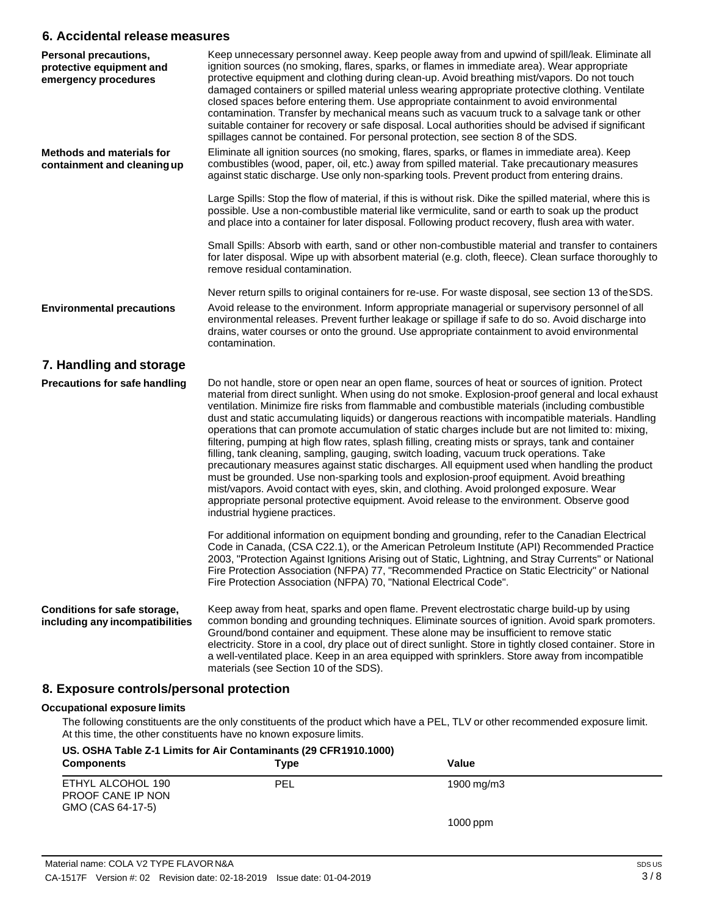## 6. Accidental release measures

**Personal precautions, protective equipment and emergency procedures**

Keep unnecessary personnel away. Keep people away from and upwind of spill/leak. Eliminate all ignition sources (no smoking, flares, sparks, or flames in immediate area). Wear appropriate protective equipment and clothing during clean-up. Avoid breathing mist/vapors. Do not touch damaged containers or spilled material unless wearing appropriate protective clothing. Ventilate closed spaces before entering them. Use appropriate containment to avoid environmental contamination. Transfer by mechanical means such as vacuum truck to a salvage tank or other suitable container for recovery or safe disposal. Local authorities should be advised if significant spillages cannot be contained. For personal protection, see section 8 of the SDS.

**Methods and materials for containment and cleaning up**

Eliminate all ignition sources (no smoking, flares, sparks, or flames in immediate area). Keep combustibles (wood, paper, oil, etc.) away from spilled material. Take precautionary measures against static discharge. Use only non-sparking tools. Prevent product from entering drains.

Large Spills: Stop the flow of material, if this is without risk. Dike the spilled material, where this is possible. Use a non-combustible material like vermiculite, sand or earth to soak up the product and place into a container for later disposal. Following product recovery, flush area with water.

Small Spills: Absorb with earth, sand or other non-combustible material and transfer to containers for later disposal. Wipe up with absorbent material (e.g. cloth, fleece). Clean surface thoroughly to remove residual contamination.

Never return spills to original containers for re-use. For waste disposal, see section 13 of the SDS.

**Environmental precautions**

Avoid release to the environment. Inform appropriate managerial or supervisory personnel of all environmental releases. Prevent further leakage or spillage if safe to do so. Avoid discharge into drains, water courses or onto the ground. Use appropriate containment to avoid environmental contamination.

## 7. Handling and storage

**Precautions for safe handling**

Do not handle, store or open near an open flame, sources of heat or sources of ignition. Protect material from direct sunlight. When using do not smoke. Explosion-proof general and local exhaust ventilation. Minimize fire risks from flammable and combustible materials (including combustible dust and static accumulating liquids) or dangerous reactions with incompatible materials. Handling operations that can promote accumulation of static charges include but are not limited to: mixing, filtering, pumping at high flow rates, splash filling, creating mists or sprays, tank and container filling, tank cleaning, sampling, gauging, switch loading, vacuum truck operations. Take precautionary measures against static discharges. All equipment used when handling the product must be grounded. Use non-sparking tools and explosion-proof equipment. Avoid breathing mist/vapors. Avoid contact with eyes, skin, and clothing. Avoid prolonged exposure. Wear appropriate personal protective equipment. Avoid release to the environment. Observe good industrial hygiene practices.

For additional information on equipment bonding and grounding, refer to the Canadian Electrical Code in Canada, (CSA C22.1), or the American Petroleum Institute (API) Recommended Practice 2003, "Protection Against Ignitions Arising out of Static, Lightning, and Stray Currents" or National Fire Protection Association (NFPA) 77, "Recommended Practice on Static Electricity" or National Fire Protection Association (NFPA) 70, "National Electrical Code".

**Conditions for safe storage, including any incompatibilities**

Keep away from heat, sparks and open flame. Prevent electrostatic charge build-up by using common bonding and grounding techniques. Eliminate sources of ignition. Avoid spark promoters. Ground/bond container and equipment. These alone may be insufficient to remove static electricity. Store in a cool, dry place out of direct sunlight. Store in tightly closed container. Store in a well-ventilated place. Keep in an area equipped with sprinklers. Store away from incompatible materials (see Section 10 of the SDS).

## 8. Exposure controls/personal protection

### Occupational exposure limits

The following constituents are the only constituents of the product which have a PEL, TLV or other recommended exposure limit. At this time, the other constituents have no known exposure limits.

**US. OSHA Table Z-1 Limits for Air Contaminants (29 CFR1910.1000)**

| Components | Type | Value |
|---|---|---|
| ETHYL ALCOHOL 190 PROOF CANE IP NON GMO (CAS 64-17-5) | PEL | 1900 mg/m3 |
| | | 1000 ppm |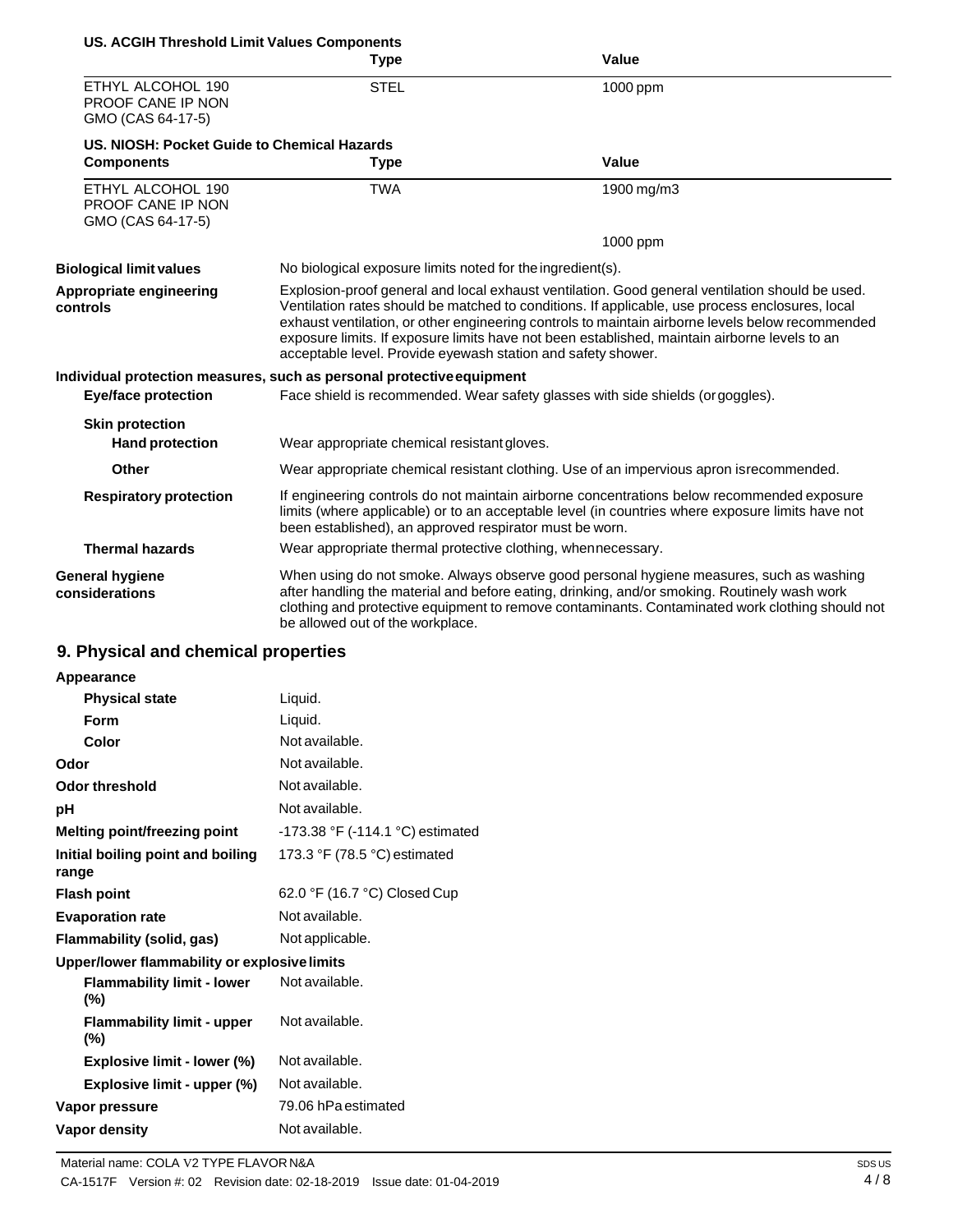**US. ACGIH Threshold Limit Values Components**

| | Type | Value |
|---|---|---|
| ETHYL ALCOHOL 190 PROOF CANE IP NON GMO (CAS 64-17-5) | STEL | 1000 ppm |

**US. NIOSH: Pocket Guide to Chemical Hazards**

| Components | Type | Value |
|---|---|---|
| ETHYL ALCOHOL 190 PROOF CANE IP NON GMO (CAS 64-17-5) | TWA | 1900 mg/m3 |
| | | 1000 ppm |

**Biological limit values** No biological exposure limits noted for the ingredient(s).

**Appropriate engineering controls** Explosion-proof general and local exhaust ventilation. Good general ventilation should be used. Ventilation rates should be matched to conditions. If applicable, use process enclosures, local exhaust ventilation, or other engineering controls to maintain airborne levels below recommended exposure limits. If exposure limits have not been established, maintain airborne levels to an acceptable level. Provide eyewash station and safety shower.

**Individual protection measures, such as personal protective equipment**

**Eye/face protection** Face shield is recommended. Wear safety glasses with side shields (or goggles).

**Skin protection**

**Hand protection** Wear appropriate chemical resistant gloves.

**Other** Wear appropriate chemical resistant clothing. Use of an impervious apron is recommended.

**Respiratory protection** If engineering controls do not maintain airborne concentrations below recommended exposure limits (where applicable) or to an acceptable level (in countries where exposure limits have not been established), an approved respirator must be worn.

**Thermal hazards** Wear appropriate thermal protective clothing, when necessary.

**General hygiene considerations** When using do not smoke. Always observe good personal hygiene measures, such as washing after handling the material and before eating, drinking, and/or smoking. Routinely wash work clothing and protective equipment to remove contaminants. Contaminated work clothing should not be allowed out of the workplace.

## 9. Physical and chemical properties

**Appearance**

| | |
|---|---|
| **Physical state** | Liquid. |
| **Form** | Liquid. |
| **Color** | Not available. |
| **Odor** | Not available. |
| **Odor threshold** | Not available. |
| **pH** | Not available. |
| **Melting point/freezing point** | -173.38 °F (-114.1 °C) estimated |
| **Initial boiling point and boiling range** | 173.3 °F (78.5 °C) estimated |
| **Flash point** | 62.0 °F (16.7 °C) Closed Cup |
| **Evaporation rate** | Not available. |
| **Flammability (solid, gas)** | Not applicable. |
| **Upper/lower flammability or explosive limits** | |
| **Flammability limit - lower (%)** | Not available. |
| **Flammability limit - upper (%)** | Not available. |
| **Explosive limit - lower (%)** | Not available. |
| **Explosive limit - upper (%)** | Not available. |
| **Vapor pressure** | 79.06 hPa estimated |
| **Vapor density** | Not available. |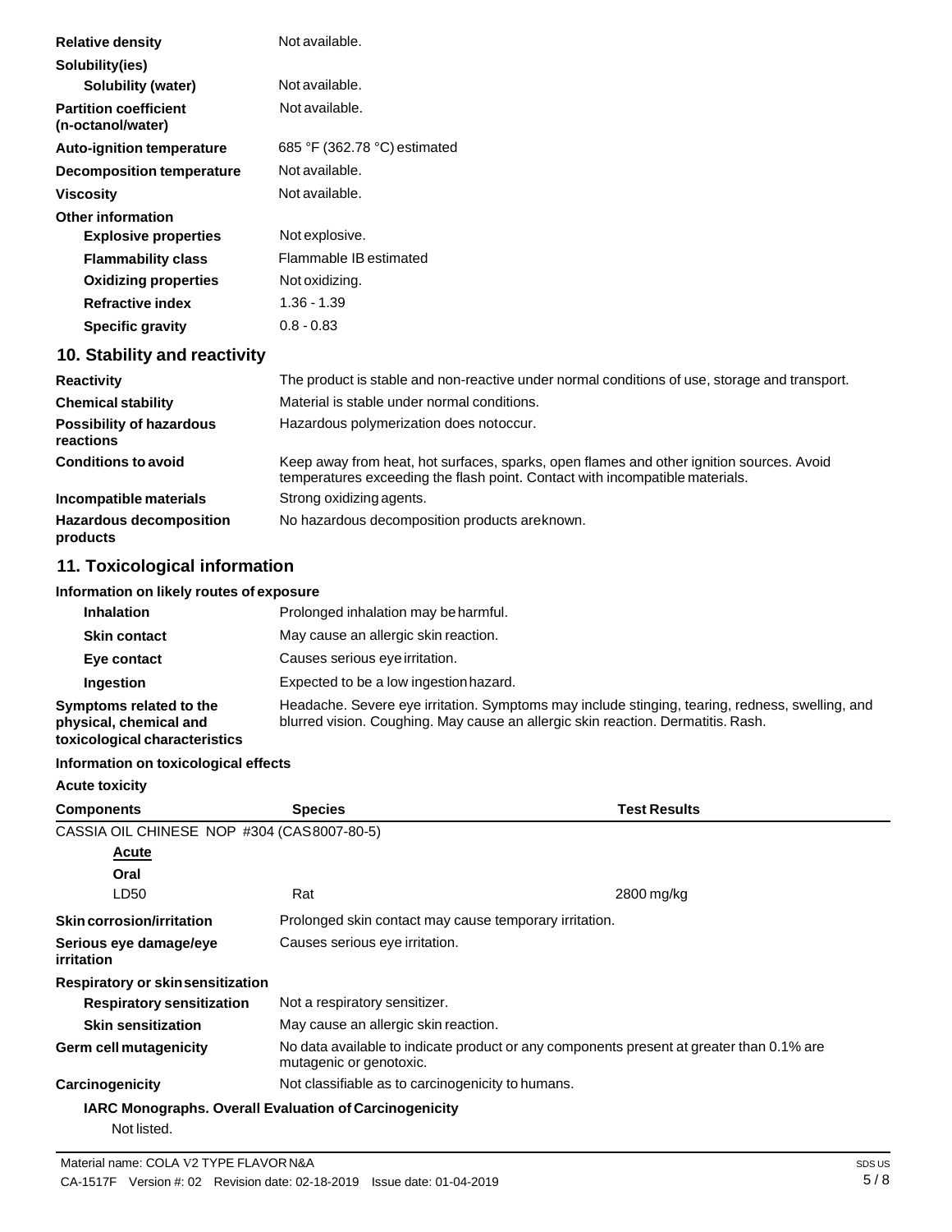| | |
|---|---|
| **Relative density** | Not available. |
| **Solubility(ies)** | |
| **Solubility (water)** | Not available. |
| **Partition coefficient (n-octanol/water)** | Not available. |
| **Auto-ignition temperature** | 685 °F (362.78 °C) estimated |
| **Decomposition temperature** | Not available. |
| **Viscosity** | Not available. |
| **Other information** | |
| **Explosive properties** | Not explosive. |
| **Flammability class** | Flammable IB estimated |
| **Oxidizing properties** | Not oxidizing. |
| **Refractive index** | 1.36 - 1.39 |
| **Specific gravity** | 0.8 - 0.83 |

## 10. Stability and reactivity

| | |
|---|---|
| **Reactivity** | The product is stable and non-reactive under normal conditions of use, storage and transport. |
| **Chemical stability** | Material is stable under normal conditions. |
| **Possibility of hazardous reactions** | Hazardous polymerization does notoccur. |
| **Conditions to avoid** | Keep away from heat, hot surfaces, sparks, open flames and other ignition sources. Avoid temperatures exceeding the flash point. Contact with incompatible materials. |
| **Incompatible materials** | Strong oxidizing agents. |
| **Hazardous decomposition products** | No hazardous decomposition products areknown. |

## 11. Toxicological information

**Information on likely routes of exposure**

| | |
|---|---|
| **Inhalation** | Prolonged inhalation may be harmful. |
| **Skin contact** | May cause an allergic skin reaction. |
| **Eye contact** | Causes serious eye irritation. |
| **Ingestion** | Expected to be a low ingestion hazard. |
| **Symptoms related to the physical, chemical and toxicological characteristics** | Headache. Severe eye irritation. Symptoms may include stinging, tearing, redness, swelling, and blurred vision. Coughing. May cause an allergic skin reaction. Dermatitis. Rash. |

**Information on toxicological effects**

**Acute toxicity**

| Components | Species | Test Results |
|---|---|---|
| CASSIA OIL CHINESE NOP #304 (CAS 8007-80-5) | | |
| **Acute** | | |
| **Oral** | | |
| LD50 | Rat | 2800 mg/kg |

| | |
|---|---|
| **Skin corrosion/irritation** | Prolonged skin contact may cause temporary irritation. |
| **Serious eye damage/eye irritation** | Causes serious eye irritation. |
| **Respiratory or skin sensitization** | |
| **Respiratory sensitization** | Not a respiratory sensitizer. |
| **Skin sensitization** | May cause an allergic skin reaction. |
| **Germ cell mutagenicity** | No data available to indicate product or any components present at greater than 0.1% are mutagenic or genotoxic. |
| **Carcinogenicity** | Not classifiable as to carcinogenicity to humans. |

**IARC Monographs. Overall Evaluation of Carcinogenicity**

Not listed.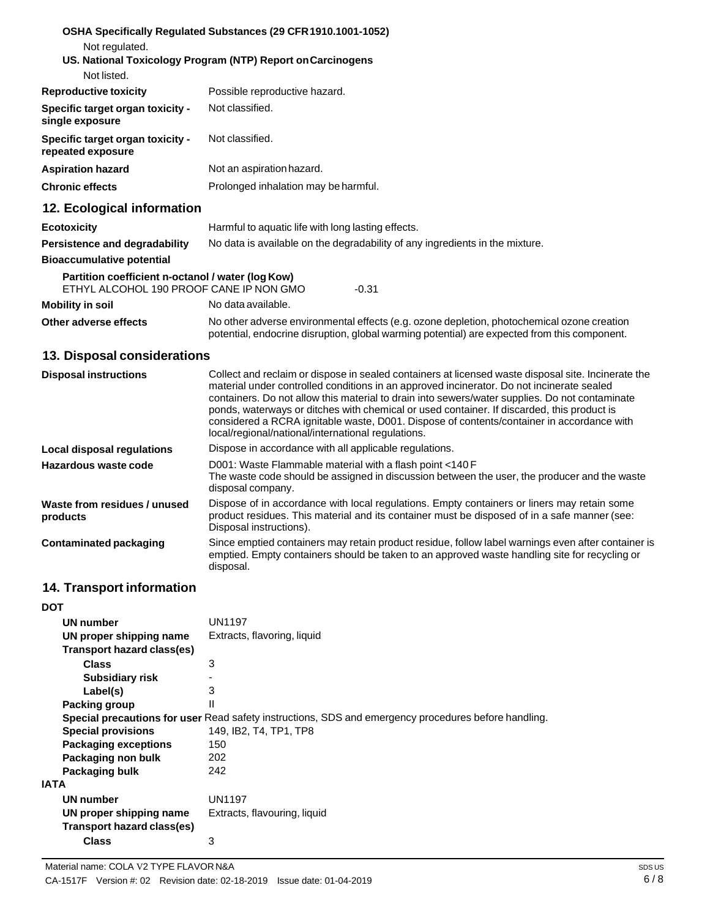**OSHA Specifically Regulated Substances (29 CFR 1910.1001-1052)**

Not regulated.

**US. National Toxicology Program (NTP) Report on Carcinogens**

Not listed.

| | |
|---|---|
| **Reproductive toxicity** | Possible reproductive hazard. |
| **Specific target organ toxicity - single exposure** | Not classified. |
| **Specific target organ toxicity - repeated exposure** | Not classified. |
| **Aspiration hazard** | Not an aspiration hazard. |
| **Chronic effects** | Prolonged inhalation may be harmful. |

## 12. Ecological information

| | |
|---|---|
| **Ecotoxicity** | Harmful to aquatic life with long lasting effects. |
| **Persistence and degradability** | No data is available on the degradability of any ingredients in the mixture. |
| **Bioaccumulative potential** | |

**Partition coefficient n-octanol / water (log Kow)**

ETHYL ALCOHOL 190 PROOF CANE IP NON GMO -0.31

| | |
|---|---|
| **Mobility in soil** | No data available. |
| **Other adverse effects** | No other adverse environmental effects (e.g. ozone depletion, photochemical ozone creation potential, endocrine disruption, global warming potential) are expected from this component. |

## 13. Disposal considerations

| | |
|---|---|
| **Disposal instructions** | Collect and reclaim or dispose in sealed containers at licensed waste disposal site. Incinerate the material under controlled conditions in an approved incinerator. Do not incinerate sealed containers. Do not allow this material to drain into sewers/water supplies. Do not contaminate ponds, waterways or ditches with chemical or used container. If discarded, this product is considered a RCRA ignitable waste, D001. Dispose of contents/container in accordance with local/regional/national/international regulations. |
| **Local disposal regulations** | Dispose in accordance with all applicable regulations. |
| **Hazardous waste code** | D001: Waste Flammable material with a flash point <140 F<br>The waste code should be assigned in discussion between the user, the producer and the waste disposal company. |
| **Waste from residues / unused products** | Dispose of in accordance with local regulations. Empty containers or liners may retain some product residues. This material and its container must be disposed of in a safe manner (see: Disposal instructions). |
| **Contaminated packaging** | Since emptied containers may retain product residue, follow label warnings even after container is emptied. Empty containers should be taken to an approved waste handling site for recycling or disposal. |

## 14. Transport information

**DOT**

| | |
|---|---|
| **UN number** | UN1197 |
| **UN proper shipping name** | Extracts, flavoring, liquid |
| **Transport hazard class(es)** | |
| **Class** | 3 |
| **Subsidiary risk** | - |
| **Label(s)** | 3 |
| **Packing group** | II |
| **Special precautions for user** | Read safety instructions, SDS and emergency procedures before handling. |
| **Special provisions** | 149, IB2, T4, TP1, TP8 |
| **Packaging exceptions** | 150 |
| **Packaging non bulk** | 202 |
| **Packaging bulk** | 242 |

**IATA**

| | |
|---|---|
| **UN number** | UN1197 |
| **UN proper shipping name** | Extracts, flavouring, liquid |
| **Transport hazard class(es)** | |
| **Class** | 3 |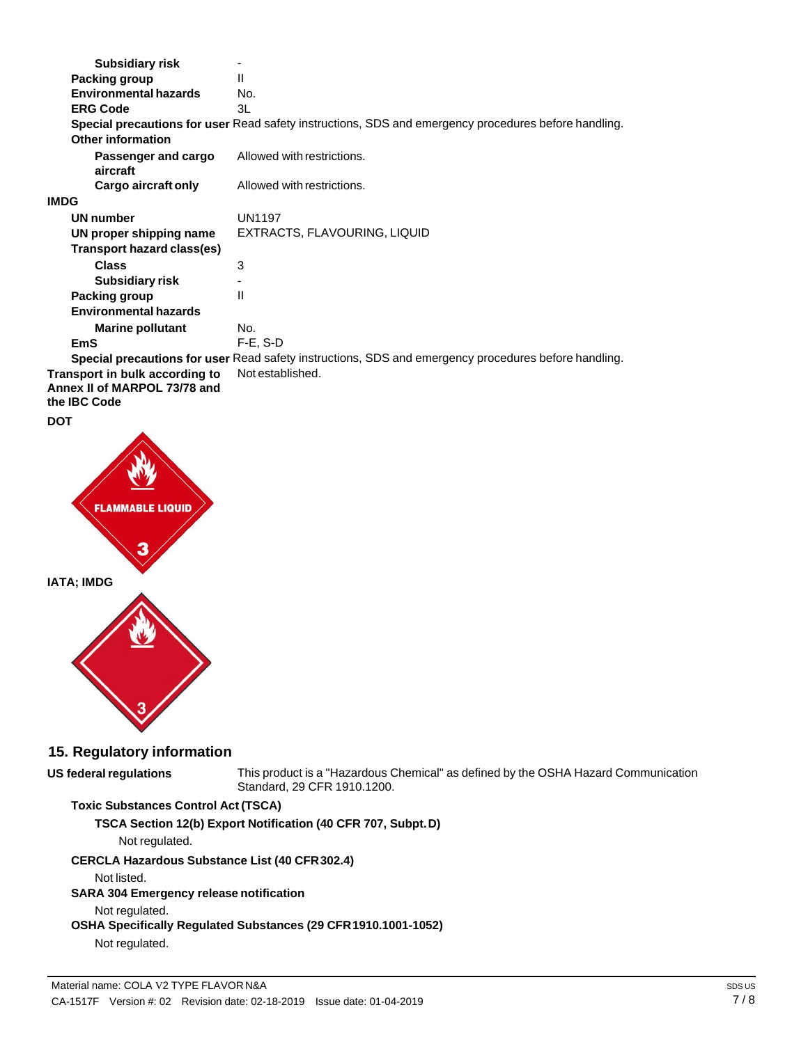| | |
|---|---|
| **Subsidiary risk** | - |
| **Packing group** | II |
| **Environmental hazards** | No. |
| **ERG Code** | 3L |

**Special precautions for user** Read safety instructions, SDS and emergency procedures before handling.

**Other information**

| | |
|---|---|
| **Passenger and cargo aircraft** | Allowed with restrictions. |
| **Cargo aircraft only** | Allowed with restrictions. |

**IMDG**

| | |
|---|---|
| **UN number** | UN1197 |
| **UN proper shipping name** | EXTRACTS, FLAVOURING, LIQUID |
| **Transport hazard class(es)** | |
| **Class** | 3 |
| **Subsidiary risk** | - |
| **Packing group** | II |
| **Environmental hazards** | |
| **Marine pollutant** | No. |
| **EmS** | F-E, S-D |

**Special precautions for user** Read safety instructions, SDS and emergency procedures before handling.

**Transport in bulk according to Annex II of MARPOL 73/78 and the IBC Code** Not established.

**DOT**

**IATA; IMDG**

## 15. Regulatory information

**US federal regulations** This product is a "Hazardous Chemical" as defined by the OSHA Hazard Communication Standard, 29 CFR 1910.1200.

**Toxic Substances Control Act (TSCA)**

**TSCA Section 12(b) Export Notification (40 CFR 707, Subpt. D)**

Not regulated.

**CERCLA Hazardous Substance List (40 CFR 302.4)**

Not listed.

**SARA 304 Emergency release notification**

Not regulated.

**OSHA Specifically Regulated Substances (29 CFR 1910.1001-1052)**

Not regulated.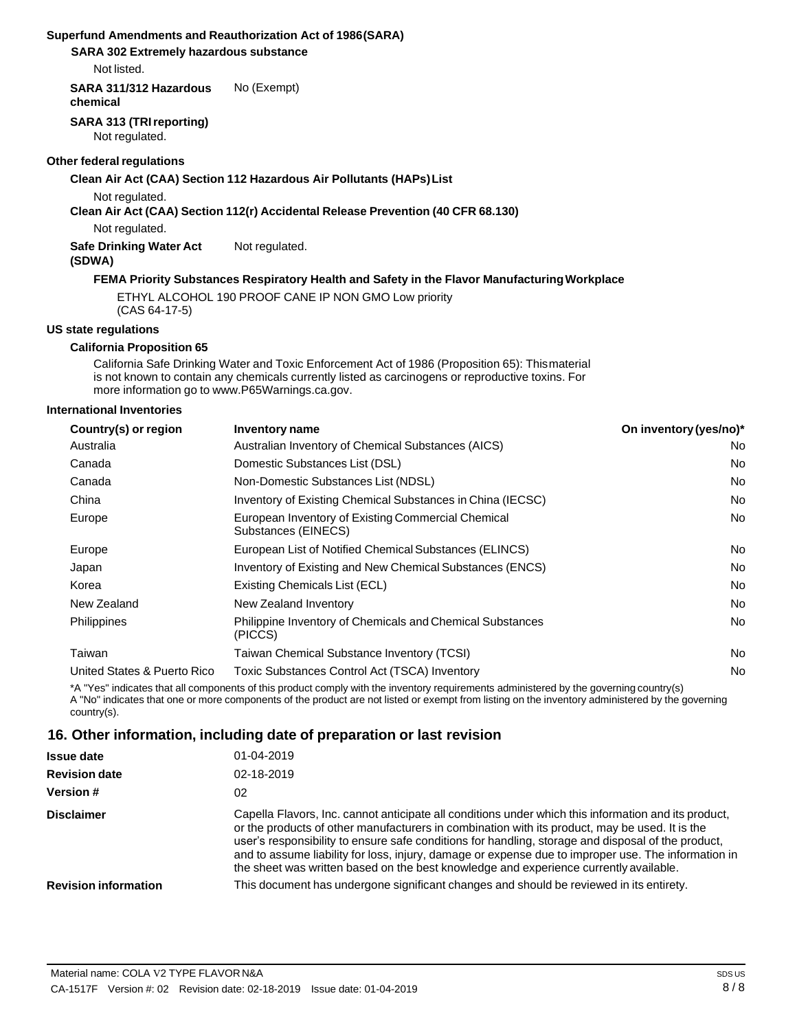**Superfund Amendments and Reauthorization Act of 1986 (SARA)**

**SARA 302 Extremely hazardous substance**

Not listed.

**SARA 311/312 Hazardous chemical** No (Exempt)

**SARA 313 (TRI reporting)**

Not regulated.

**Other federal regulations**

**Clean Air Act (CAA) Section 112 Hazardous Air Pollutants (HAPs) List**

Not regulated.

**Clean Air Act (CAA) Section 112(r) Accidental Release Prevention (40 CFR 68.130)**

Not regulated.

**Safe Drinking Water Act (SDWA)** Not regulated.

**FEMA Priority Substances Respiratory Health and Safety in the Flavor Manufacturing Workplace**

ETHYL ALCOHOL 190 PROOF CANE IP NON GMO Low priority (CAS 64-17-5)

**US state regulations**

**California Proposition 65**

California Safe Drinking Water and Toxic Enforcement Act of 1986 (Proposition 65): This material is not known to contain any chemicals currently listed as carcinogens or reproductive toxins. For more information go to www.P65Warnings.ca.gov.

**International Inventories**

| Country(s) or region | Inventory name | On inventory (yes/no)* |
|---|---|---|
| Australia | Australian Inventory of Chemical Substances (AICS) | No |
| Canada | Domestic Substances List (DSL) | No |
| Canada | Non-Domestic Substances List (NDSL) | No |
| China | Inventory of Existing Chemical Substances in China (IECSC) | No |
| Europe | European Inventory of Existing Commercial Chemical Substances (EINECS) | No |
| Europe | European List of Notified Chemical Substances (ELINCS) | No |
| Japan | Inventory of Existing and New Chemical Substances (ENCS) | No |
| Korea | Existing Chemicals List (ECL) | No |
| New Zealand | New Zealand Inventory | No |
| Philippines | Philippine Inventory of Chemicals and Chemical Substances (PICCS) | No |
| Taiwan | Taiwan Chemical Substance Inventory (TCSI) | No |
| United States & Puerto Rico | Toxic Substances Control Act (TSCA) Inventory | No |

*A "Yes" indicates that all components of this product comply with the inventory requirements administered by the governing country(s)
A "No" indicates that one or more components of the product are not listed or exempt from listing on the inventory administered by the governing country(s).

## 16. Other information, including date of preparation or last revision

**Issue date** 01-04-2019

**Revision date** 02-18-2019

**Version #** 02

**Disclaimer** Capella Flavors, Inc. cannot anticipate all conditions under which this information and its product, or the products of other manufacturers in combination with its product, may be used. It is the user's responsibility to ensure safe conditions for handling, storage and disposal of the product, and to assume liability for loss, injury, damage or expense due to improper use. The information in the sheet was written based on the best knowledge and experience currently available.

**Revision information** This document has undergone significant changes and should be reviewed in its entirety.